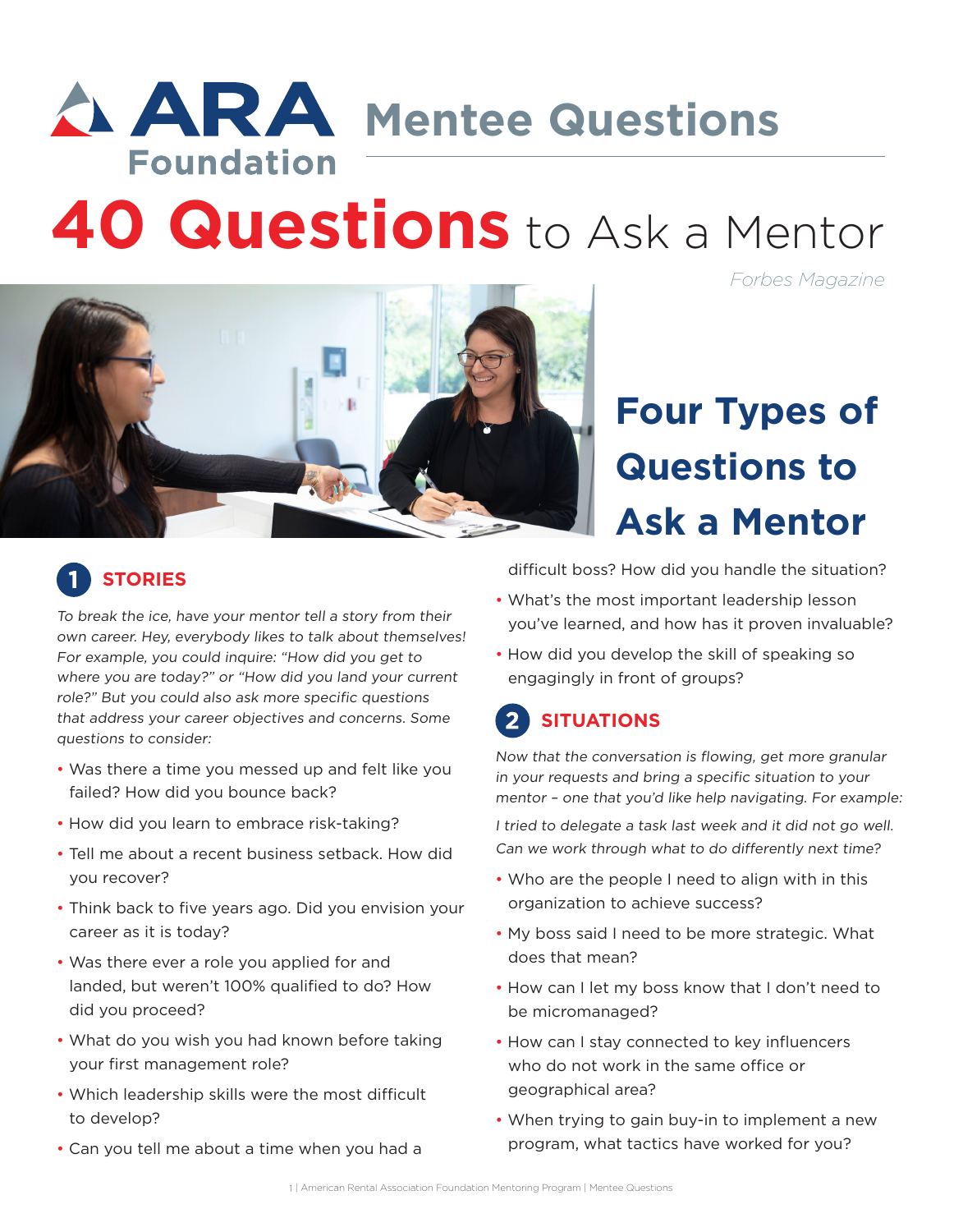# ARA Foundation Mentee Questions

# 40 Questions to Ask a Mentor

*Forbes Magazine*

## Four Types of Questions to Ask a Mentor

### 1 STORIES

*To break the ice, have your mentor tell a story from their own career. Hey, everybody likes to talk about themselves! For example, you could inquire: "How did you get to where you are today?" or "How did you land your current role?" But you could also ask more specific questions that address your career objectives and concerns. Some questions to consider:*

- Was there a time you messed up and felt like you failed? How did you bounce back?
- How did you learn to embrace risk-taking?
- Tell me about a recent business setback. How did you recover?
- Think back to five years ago. Did you envision your career as it is today?
- Was there ever a role you applied for and landed, but weren't 100% qualified to do? How did you proceed?
- What do you wish you had known before taking your first management role?
- Which leadership skills were the most difficult to develop?
- Can you tell me about a time when you had a difficult boss? How did you handle the situation?
- What's the most important leadership lesson you've learned, and how has it proven invaluable?
- How did you develop the skill of speaking so engagingly in front of groups?

### 2 SITUATIONS

*Now that the conversation is flowing, get more granular in your requests and bring a specific situation to your mentor – one that you'd like help navigating. For example:*

*I tried to delegate a task last week and it did not go well. Can we work through what to do differently next time?*

- Who are the people I need to align with in this organization to achieve success?
- My boss said I need to be more strategic. What does that mean?
- How can I let my boss know that I don't need to be micromanaged?
- How can I stay connected to key influencers who do not work in the same office or geographical area?
- When trying to gain buy-in to implement a new program, what tactics have worked for you?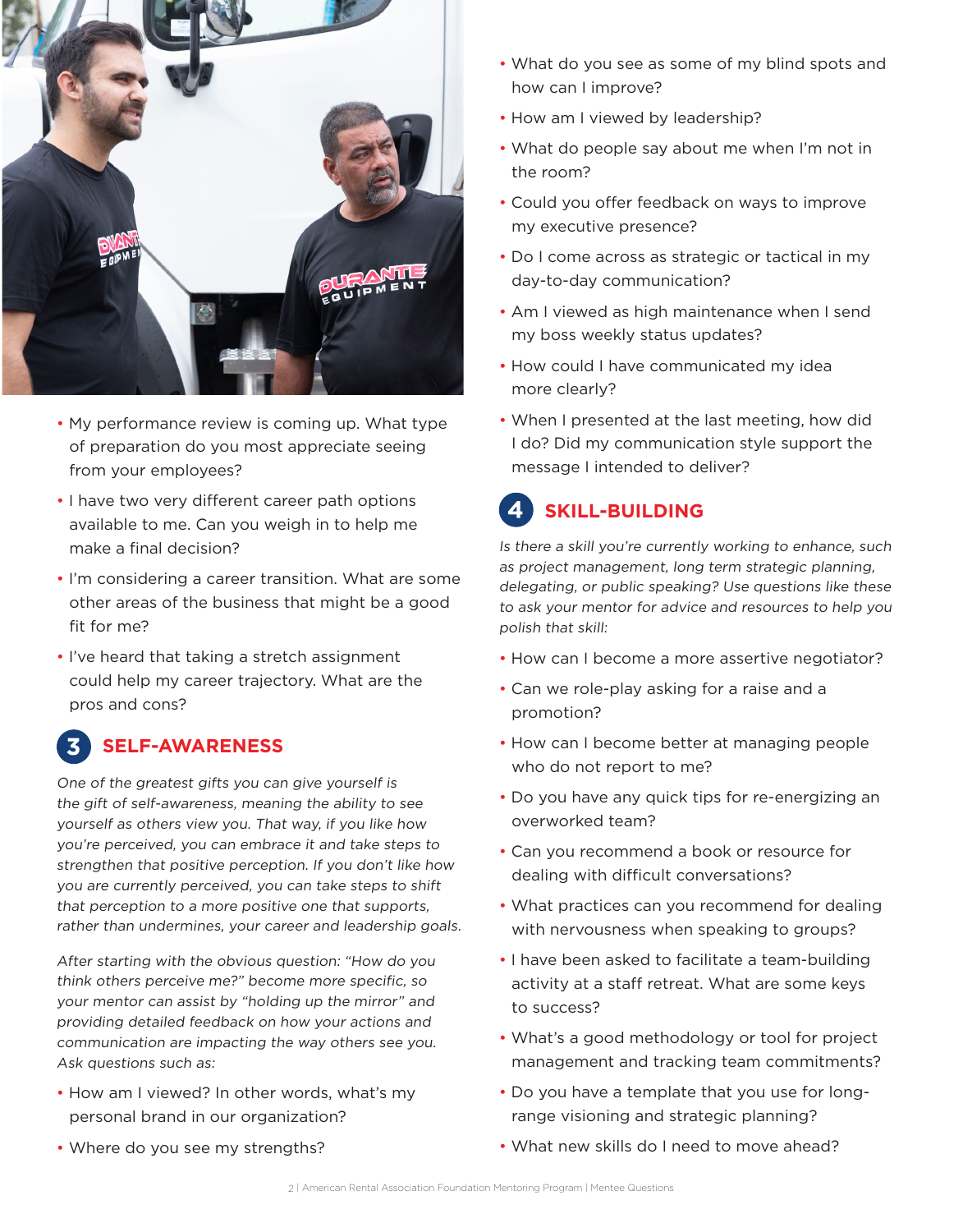- My performance review is coming up. What type of preparation do you most appreciate seeing from your employees?
- I have two very different career path options available to me. Can you weigh in to help me make a final decision?
- I'm considering a career transition. What are some other areas of the business that might be a good fit for me?
- I've heard that taking a stretch assignment could help my career trajectory. What are the pros and cons?

## 3 SELF-AWARENESS

*One of the greatest gifts you can give yourself is the gift of self-awareness, meaning the ability to see yourself as others view you. That way, if you like how you're perceived, you can embrace it and take steps to strengthen that positive perception. If you don't like how you are currently perceived, you can take steps to shift that perception to a more positive one that supports, rather than undermines, your career and leadership goals.*

*After starting with the obvious question: "How do you think others perceive me?" become more specific, so your mentor can assist by "holding up the mirror" and providing detailed feedback on how your actions and communication are impacting the way others see you. Ask questions such as:*

- How am I viewed? In other words, what's my personal brand in our organization?
- Where do you see my strengths?
- What do you see as some of my blind spots and how can I improve?
- How am I viewed by leadership?
- What do people say about me when I'm not in the room?
- Could you offer feedback on ways to improve my executive presence?
- Do I come across as strategic or tactical in my day-to-day communication?
- Am I viewed as high maintenance when I send my boss weekly status updates?
- How could I have communicated my idea more clearly?
- When I presented at the last meeting, how did I do? Did my communication style support the message I intended to deliver?

## 4 SKILL-BUILDING

*Is there a skill you're currently working to enhance, such as project management, long term strategic planning, delegating, or public speaking? Use questions like these to ask your mentor for advice and resources to help you polish that skill:*

- How can I become a more assertive negotiator?
- Can we role-play asking for a raise and a promotion?
- How can I become better at managing people who do not report to me?
- Do you have any quick tips for re-energizing an overworked team?
- Can you recommend a book or resource for dealing with difficult conversations?
- What practices can you recommend for dealing with nervousness when speaking to groups?
- I have been asked to facilitate a team-building activity at a staff retreat. What are some keys to success?
- What's a good methodology or tool for project management and tracking team commitments?
- Do you have a template that you use for long-range visioning and strategic planning?
- What new skills do I need to move ahead?